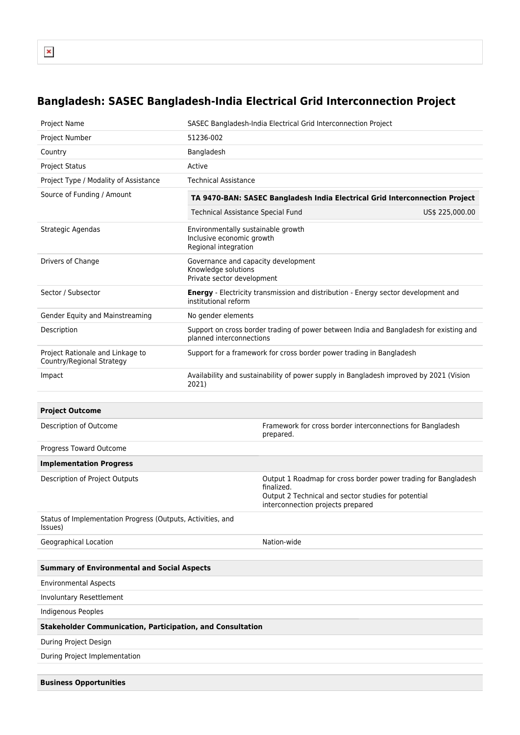# Bangladesh: SASEC Bangladesh-India Electrical Grid Interconnection Project

| | |
|---|---|
| Project Name | SASEC Bangladesh-India Electrical Grid Interconnection Project |
| Project Number | 51236-002 |
| Country | Bangladesh |
| Project Status | Active |
| Project Type / Modality of Assistance | Technical Assistance |
| Source of Funding / Amount | **TA 9470-BAN: SASEC Bangladesh India Electrical Grid Interconnection Project**<br>Technical Assistance Special Fund US$ 225,000.00 |
| Strategic Agendas | Environmentally sustainable growth<br>Inclusive economic growth<br>Regional integration |
| Drivers of Change | Governance and capacity development<br>Knowledge solutions<br>Private sector development |
| Sector / Subsector | **Energy** - Electricity transmission and distribution - Energy sector development and institutional reform |
| Gender Equity and Mainstreaming | No gender elements |
| Description | Support on cross border trading of power between India and Bangladesh for existing and planned interconnections |
| Project Rationale and Linkage to Country/Regional Strategy | Support for a framework for cross border power trading in Bangladesh |
| Impact | Availability and sustainability of power supply in Bangladesh improved by 2021 (Vision 2021) |

| **Project Outcome** | |
|---|---|
| Description of Outcome | Framework for cross border interconnections for Bangladesh prepared. |
| Progress Toward Outcome | |
| **Implementation Progress** | |
| Description of Project Outputs | Output 1 Roadmap for cross border power trading for Bangladesh finalized.<br>Output 2 Technical and sector studies for potential interconnection projects prepared |
| Status of Implementation Progress (Outputs, Activities, and Issues) | |
| Geographical Location | Nation-wide |

| **Summary of Environmental and Social Aspects** | |
|---|---|
| Environmental Aspects | |
| Involuntary Resettlement | |
| Indigenous Peoples | |
| **Stakeholder Communication, Participation, and Consultation** | |
| During Project Design | |
| During Project Implementation | |

| **Business Opportunities** |
|---|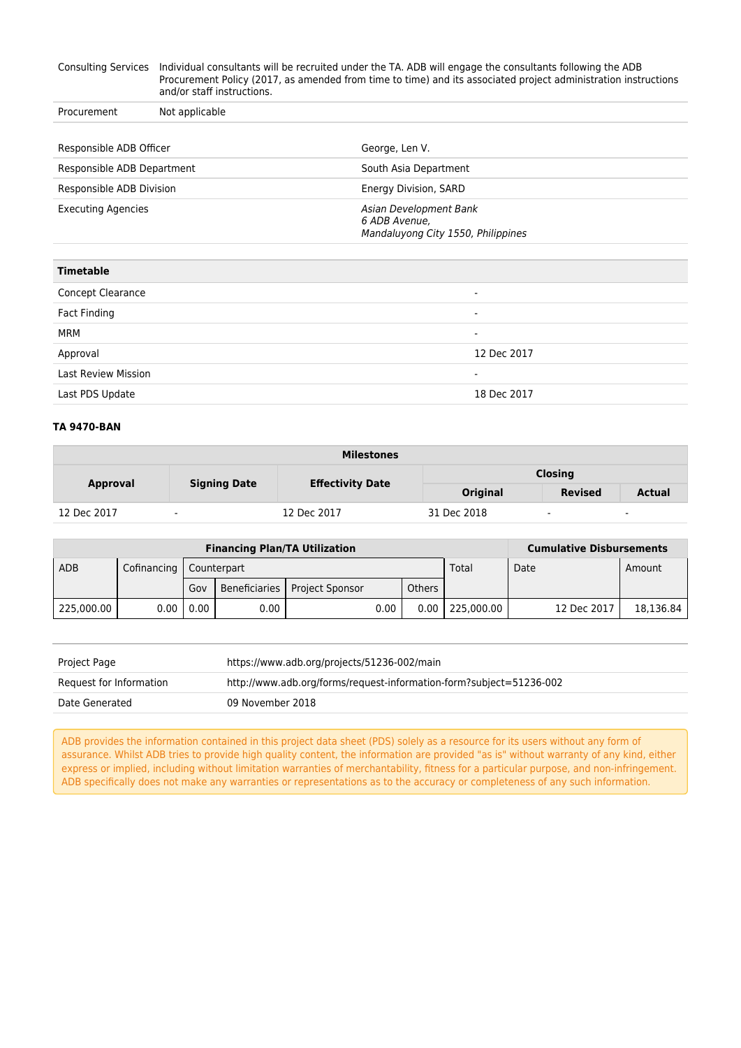| | |
|---|---|
| Consulting Services | Individual consultants will be recruited under the TA. ADB will engage the consultants following the ADB Procurement Policy (2017, as amended from time to time) and its associated project administration instructions and/or staff instructions. |
| Procurement | Not applicable |

| | |
|---|---|
| Responsible ADB Officer | George, Len V. |
| Responsible ADB Department | South Asia Department |
| Responsible ADB Division | Energy Division, SARD |
| Executing Agencies | *Asian Development Bank*<br>*6 ADB Avenue,*<br>*Mandaluyong City 1550, Philippines* |

| **Timetable** | |
|---|---|
| Concept Clearance | - |
| Fact Finding | - |
| MRM | - |
| Approval | 12 Dec 2017 |
| Last Review Mission | - |
| Last PDS Update | 18 Dec 2017 |

**TA 9470-BAN**

| **Milestones** | | | | | |
|---|---|---|---|---|---|
| **Approval** | **Signing Date** | **Effectivity Date** | **Closing** | | |
| | | | **Original** | **Revised** | **Actual** |
| 12 Dec 2017 | - | 12 Dec 2017 | 31 Dec 2018 | - | - |

| **Financing Plan/TA Utilization** | | | | | | | **Cumulative Disbursements** | |
|---|---|---|---|---|---|---|---|---|
| ADB | Cofinancing | Counterpart | | | | Total | Date | Amount |
| | | Gov | Beneficiaries | Project Sponsor | Others | | | |
| 225,000.00 | 0.00 | 0.00 | 0.00 | 0.00 | 0.00 | 225,000.00 | 12 Dec 2017 | 18,136.84 |

| | |
|---|---|
| Project Page | https://www.adb.org/projects/51236-002/main |
| Request for Information | http://www.adb.org/forms/request-information-form?subject=51236-002 |
| Date Generated | 09 November 2018 |

ADB provides the information contained in this project data sheet (PDS) solely as a resource for its users without any form of assurance. Whilst ADB tries to provide high quality content, the information are provided "as is" without warranty of any kind, either express or implied, including without limitation warranties of merchantability, fitness for a particular purpose, and non-infringement. ADB specifically does not make any warranties or representations as to the accuracy or completeness of any such information.